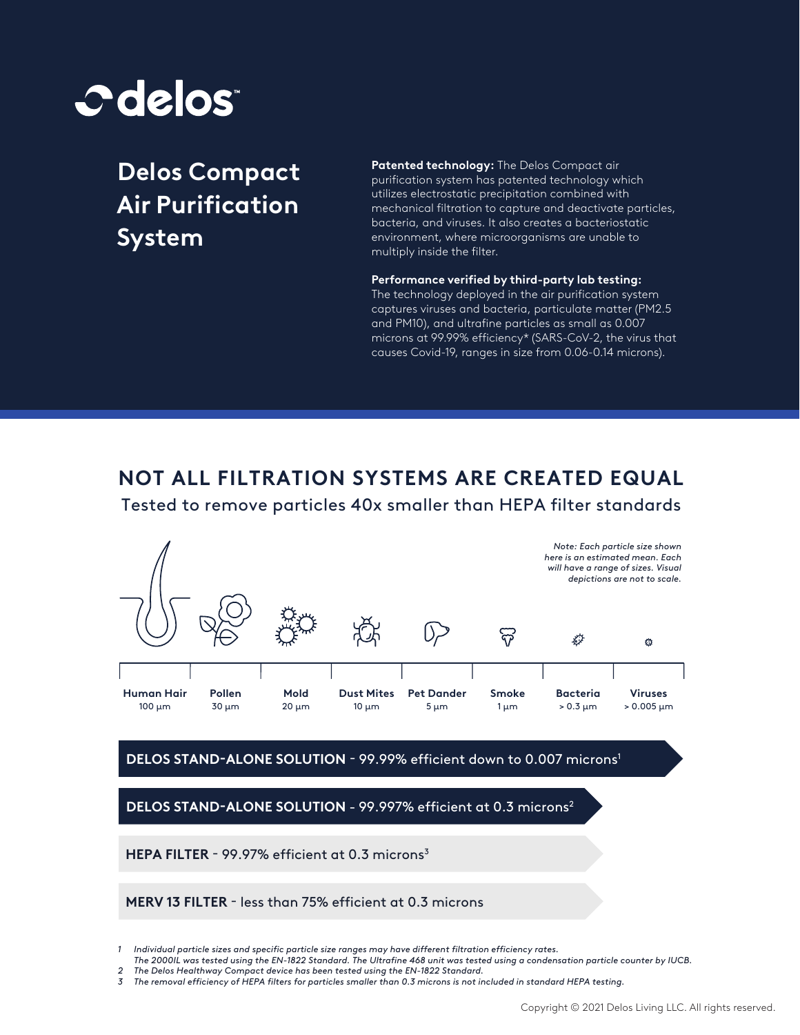delos™

# Delos Compact Air Purification System

**Patented technology:** The Delos Compact air purification system has patented technology which utilizes electrostatic precipitation combined with mechanical filtration to capture and deactivate particles, bacteria, and viruses. It also creates a bacteriostatic environment, where microorganisms are unable to multiply inside the filter.

**Performance verified by third-party lab testing:** The technology deployed in the air purification system captures viruses and bacteria, particulate matter (PM2.5 and PM10), and ultrafine particles as small as 0.007 microns at 99.99% efficiency* (SARS-CoV-2, the virus that causes Covid-19, ranges in size from 0.06-0.14 microns).

## NOT ALL FILTRATION SYSTEMS ARE CREATED EQUAL

Tested to remove particles 40x smaller than HEPA filter standards

*Note: Each particle size shown here is an estimated mean. Each will have a range of sizes. Visual depictions are not to scale.*

| Human Hair | Pollen | Mold | Dust Mites | Pet Dander | Smoke | Bacteria | Viruses |
|---|---|---|---|---|---|---|---|
| 100 µm | 30 µm | 20 µm | 10 µm | 5 µm | 1 µm | > 0.3 µm | > 0.005 µm |

**DELOS STAND-ALONE SOLUTION** - 99.99% efficient down to 0.007 microns[1]

**DELOS STAND-ALONE SOLUTION** - 99.997% efficient at 0.3 microns[2]

**HEPA FILTER** - 99.97% efficient at 0.3 microns[3]

**MERV 13 FILTER** - less than 75% efficient at 0.3 microns

1 *Individual particle sizes and specific particle size ranges may have different filtration efficiency rates. The 2000IL was tested using the EN-1822 Standard. The Ultrafine 468 unit was tested using a condensation particle counter by IUCB.*
2 *The Delos Healthway Compact device has been tested using the EN-1822 Standard.*
3 *The removal efficiency of HEPA filters for particles smaller than 0.3 microns is not included in standard HEPA testing.*

Copyright © 2021 Delos Living LLC. All rights reserved.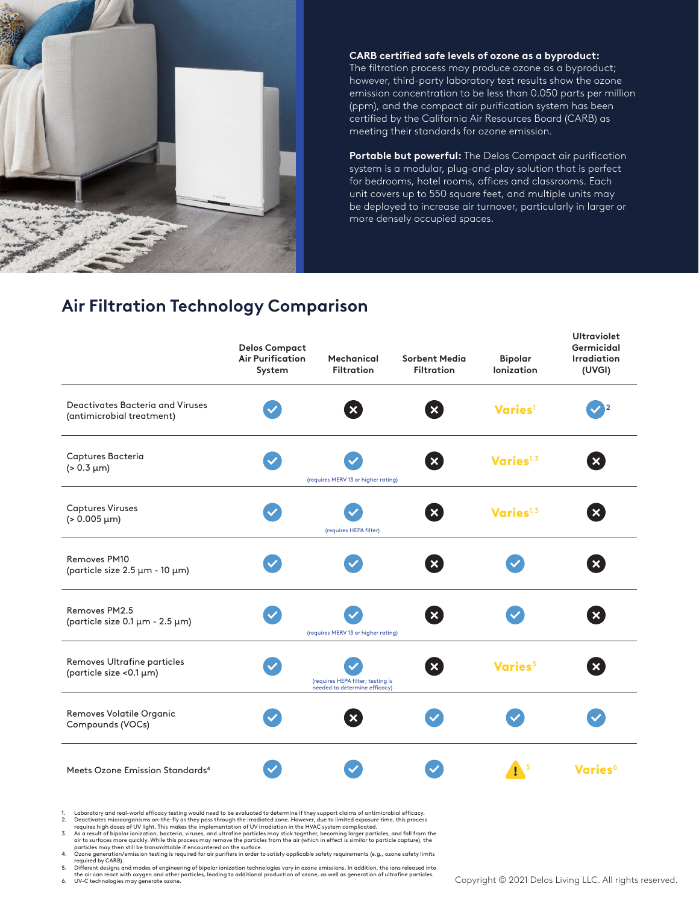**CARB certified safe levels of ozone as a byproduct:** The filtration process may produce ozone as a byproduct; however, third-party laboratory test results show the ozone emission concentration to be less than 0.050 parts per million (ppm), and the compact air purification system has been certified by the California Air Resources Board (CARB) as meeting their standards for ozone emission.

**Portable but powerful:** The Delos Compact air purification system is a modular, plug-and-play solution that is perfect for bedrooms, hotel rooms, offices and classrooms. Each unit covers up to 550 square feet, and multiple units may be deployed to increase air turnover, particularly in larger or more densely occupied spaces.

## Air Filtration Technology Comparison

| | Delos Compact Air Purification System | Mechanical Filtration | Sorbent Media Filtration | Bipolar Ionization | Ultraviolet Germicidal Irradiation (UVGI) |
|---|---|---|---|---|---|
| Deactivates Bacteria and Viruses (antimicrobial treatment) | ✔ | ✖ | ✖ | Varies[1] | ✔ [2] |
| Captures Bacteria (> 0.3 µm) | ✔ | ✔ (requires MERV 13 or higher rating) | ✖ | Varies[1,3] | ✖ |
| Captures Viruses (> 0.005 µm) | ✔ | ✔ (requires HEPA filter) | ✖ | Varies[1,3] | ✖ |
| Removes PM10 (particle size 2.5 µm - 10 µm) | ✔ | ✔ | ✖ | ✔ | ✖ |
| Removes PM2.5 (particle size 0.1 µm - 2.5 µm) | ✔ | ✔ (requires MERV 13 or higher rating) | ✖ | ✔ | ✖ |
| Removes Ultrafine particles (particle size <0.1 µm) | ✔ | ✔ (requires HEPA filter; testing is needed to determine efficacy) | ✖ | Varies[3] | ✖ |
| Removes Volatile Organic Compounds (VOCs) | ✔ | ✖ | ✔ | ✔ | ✔ |
| Meets Ozone Emission Standards[4] | ✔ | ✔ | ✔ | ⚠ [5] | Varies[6] |

1. Laboratory and real-world efficacy testing would need to be evaluated to determine if they support claims of antimicrobial efficacy.
2. Deactivates microorganisms on-the-fly as they pass through the irradiated zone. However, due to limited exposure time, this process requires high doses of UV light. This makes the implementation of UV irradiation in the HVAC system complicated.
3. As a result of bipolar ionization, bacteria, viruses, and ultrafine particles may stick together, becoming larger particles, and fall from the air to surfaces more quickly. While this process may remove the particles from the air (which in effect is similar to particle capture), the particles may then still be transmittable if encountered on the surface.
4. Ozone generation/emission testing is required for air purifiers in order to satisfy applicable safety requirements (e.g., ozone safety limits required by CARB).
5. Different designs and modes of engineering of bipolar ionization technologies vary in ozone emissions. In addition, the ions released into the air can react with oxygen and other particles, leading to additional production of ozone, as well as generation of ultrafine particles.
6. UV-C technologies may generate ozone.

Copyright © 2021 Delos Living LLC. All rights reserved.